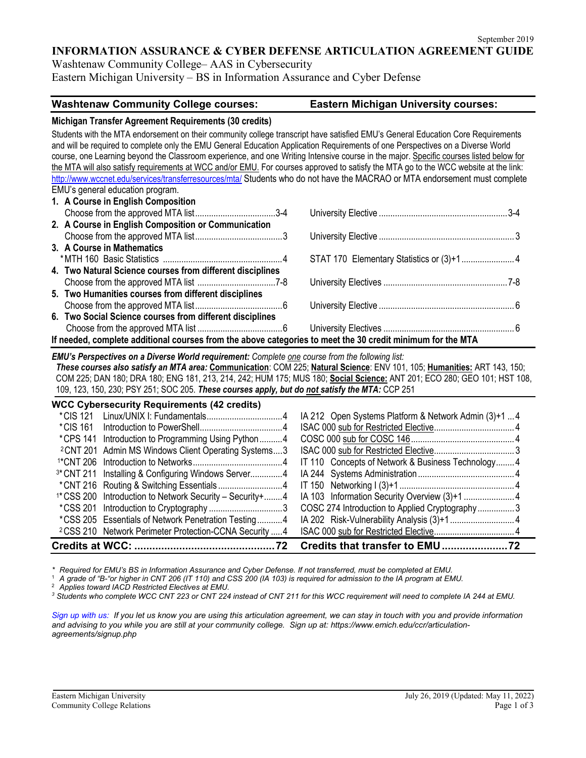September 2019

# INFORMATION ASSURANCE & CYBER DEFENSE ARTICULATION AGREEMENT GUIDE

Washtenaw Community College– AAS in Cybersecurity
Eastern Michigan University – BS in Information Assurance and Cyber Defense

| Washtenaw Community College courses: | | Eastern Michigan University courses: | |
|---|---|---|---|
| **Michigan Transfer Agreement Requirements (30 credits)** | | | |

Students with the MTA endorsement on their community college transcript have satisfied EMU's General Education Core Requirements and will be required to complete only the EMU General Education Application Requirements of one Perspectives on a Diverse World course, one Learning beyond the Classroom experience, and one Writing Intensive course in the major. Specific courses listed below for the MTA will also satisfy requirements at WCC and/or EMU. For courses approved to satisfy the MTA go to the WCC website at the link: http://www.wccnet.edu/services/transferresources/mta/ Students who do not have the MACRAO or MTA endorsement must complete EMU's general education program.

| Washtenaw Community College courses | Credits | Eastern Michigan University courses | Credits |
|---|---|---|---|
| **1. A Course in English Composition** | | | |
| Choose from the approved MTA list | 3-4 | University Elective | 3-4 |
| **2. A Course in English Composition or Communication** | | | |
| Choose from the approved MTA list | 3 | University Elective | 3 |
| **3. A Course in Mathematics** | | | |
| *MTH 160 Basic Statistics | 4 | STAT 170 Elementary Statistics or (3)+1 | 4 |
| **4. Two Natural Science courses from different disciplines** | | | |
| Choose from the approved MTA list | 7-8 | University Electives | 7-8 |
| **5. Two Humanities courses from different disciplines** | | | |
| Choose from the approved MTA list | 6 | University Elective | 6 |
| **6. Two Social Science courses from different disciplines** | | | |
| Choose from the approved MTA list | 6 | University Electives | 6 |

**If needed, complete additional courses from the above categories to meet the 30 credit minimum for the MTA**

***EMU's Perspectives on a Diverse World requirement:*** *Complete one course from the following list:*
***These courses also satisfy an MTA area:*** **Communication**: COM 225; **Natural Science**: ENV 101, 105; **Humanities:** ART 143, 150; COM 225; DAN 180; DRA 180; ENG 181, 213, 214, 242; HUM 175; MUS 180; **Social Science:** ANT 201; ECO 280; GEO 101; HST 108, 109, 123, 150, 230; PSY 251; SOC 205. ***These courses apply, but do not satisfy the MTA:*** CCP 251

| WCC Cybersecurity Requirements (42 credits) | Credits | EMU courses | Credits |
|---|---|---|---|
| *CIS 121 Linux/UNIX I: Fundamentals | 4 | IA 212 Open Systems Platform & Network Admin (3)+1 | 4 |
| *CIS 161 Introduction to PowerShell | 4 | ISAC 000 sub for Restricted Elective | 4 |
| *CPS 141 Introduction to Programming Using Python | 4 | COSC 000 sub for COSC 146 | 4 |
| [2]CNT 201 Admin MS Windows Client Operating Systems | 3 | ISAC 000 sub for Restricted Elective | 3 |
| [1]*CNT 206 Introduction to Networks | 4 | IT 110 Concepts of Network & Business Technology | 4 |
| [3]*CNT 211 Installing & Configuring Windows Server | 4 | IA 244 Systems Administration | 4 |
| *CNT 216 Routing & Switching Essentials | 4 | IT 150 Networking I (3)+1 | 4 |
| [1]*CSS 200 Introduction to Network Security – Security+ | 4 | IA 103 Information Security Overview (3)+1 | 4 |
| *CSS 201 Introduction to Cryptography | 3 | COSC 274 Introduction to Applied Cryptography | 3 |
| *CSS 205 Essentials of Network Penetration Testing | 4 | IA 202 Risk-Vulnerability Analysis (3)+1 | 4 |
| [2]CSS 210 Network Perimeter Protection-CCNA Security | 4 | ISAC 000 sub for Restricted Elective | 4 |
| **Credits at WCC:** | **72** | **Credits that transfer to EMU** | **72** |

*\* Required for EMU's BS in Information Assurance and Cyber Defense. If not transferred, must be completed at EMU.*
*[1] A grade of "B-"or higher in CNT 206 (IT 110) and CSS 200 (IA 103) is required for admission to the IA program at EMU.*
*[2] Applies toward IACD Restricted Electives at EMU.*
*[3] Students who complete WCC CNT 223 or CNT 224 instead of CNT 211 for this WCC requirement will need to complete IA 244 at EMU.*

*Sign up with us: If you let us know you are using this articulation agreement, we can stay in touch with you and provide information and advising to you while you are still at your community college. Sign up at: https://www.emich.edu/ccr/articulation-agreements/signup.php*

Eastern Michigan University
Community College Relations

July 26, 2019 (Updated: May 11, 2022)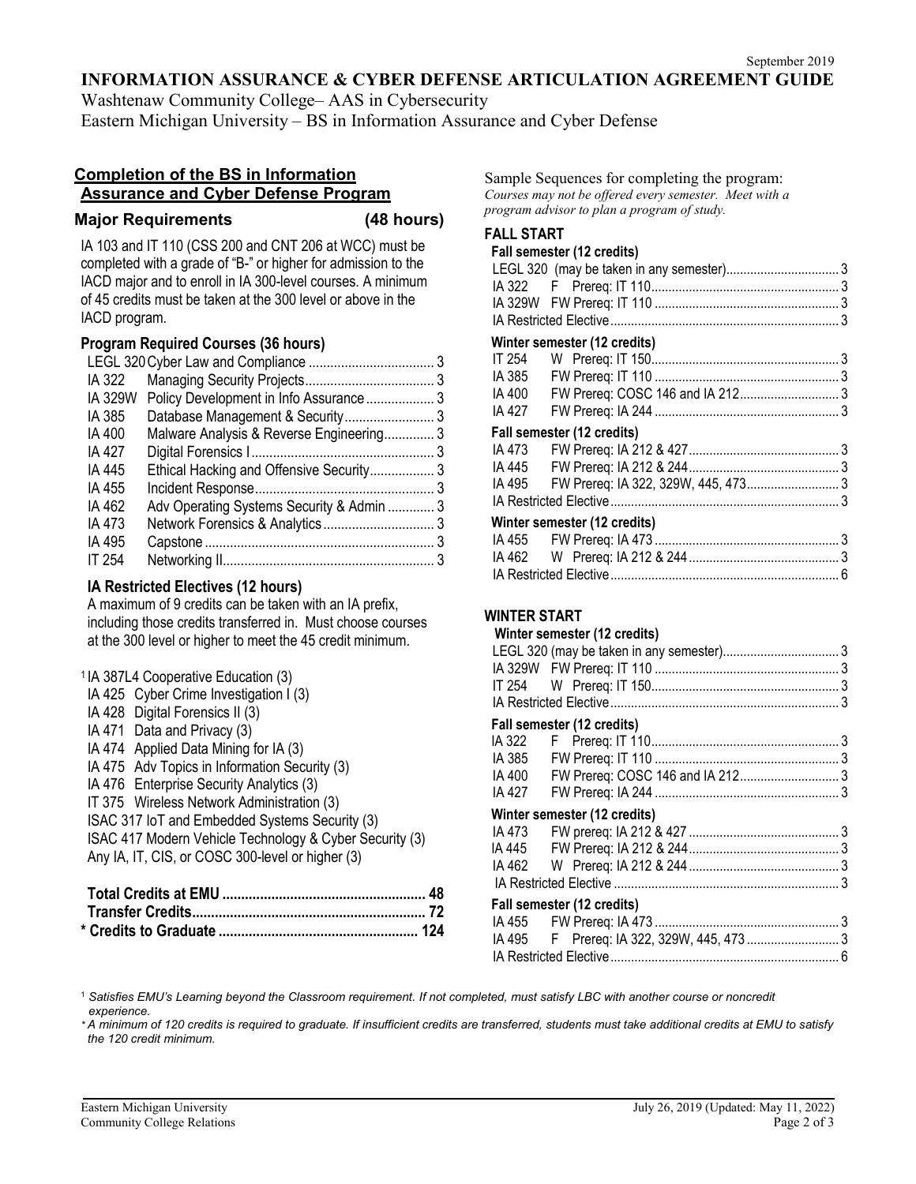September 2019

# INFORMATION ASSURANCE & CYBER DEFENSE ARTICULATION AGREEMENT GUIDE

Washtenaw Community College– AAS in Cybersecurity
Eastern Michigan University – BS in Information Assurance and Cyber Defense

## Completion of the BS in Information Assurance and Cyber Defense Program

### Major Requirements (48 hours)

IA 103 and IT 110 (CSS 200 and CNT 206 at WCC) must be completed with a grade of "B-" or higher for admission to the IACD major and to enroll in IA 300-level courses. A minimum of 45 credits must be taken at the 300 level or above in the IACD program.

### Program Required Courses (36 hours)

| Course | Title | Credits |
|---|---|---|
| LEGL 320 | Cyber Law and Compliance | 3 |
| IA 322 | Managing Security Projects | 3 |
| IA 329W | Policy Development in Info Assurance | 3 |
| IA 385 | Database Management & Security | 3 |
| IA 400 | Malware Analysis & Reverse Engineering | 3 |
| IA 427 | Digital Forensics I | 3 |
| IA 445 | Ethical Hacking and Offensive Security | 3 |
| IA 455 | Incident Response | 3 |
| IA 462 | Adv Operating Systems Security & Admin | 3 |
| IA 473 | Network Forensics & Analytics | 3 |
| IA 495 | Capstone | 3 |
| IT 254 | Networking II | 3 |

### IA Restricted Electives (12 hours)

A maximum of 9 credits can be taken with an IA prefix, including those credits transferred in. Must choose courses at the 300 level or higher to meet the 45 credit minimum.

- [1] IA 387L4 Cooperative Education (3)
- IA 425 Cyber Crime Investigation I (3)
- IA 428 Digital Forensics II (3)
- IA 471 Data and Privacy (3)
- IA 474 Applied Data Mining for IA (3)
- IA 475 Adv Topics in Information Security (3)
- IA 476 Enterprise Security Analytics (3)
- IT 375 Wireless Network Administration (3)
- ISAC 317 IoT and Embedded Systems Security (3)
- ISAC 417 Modern Vehicle Technology & Cyber Security (3)
- Any IA, IT, CIS, or COSC 300-level or higher (3)

| | |
|---|---|
| **Total Credits at EMU** | **48** |
| **Transfer Credits** | **72** |
| **\* Credits to Graduate** | **124** |

## Sample Sequences for completing the program:

*Courses may not be offered every semester. Meet with a program advisor to plan a program of study.*

### FALL START

**Fall semester (12 credits)**

| Course | Offered / Prerequisite | Credits |
|---|---|---|
| LEGL 320 | (may be taken in any semester) | 3 |
| IA 322 | F Prereq: IT 110 | 3 |
| IA 329W | FW Prereq: IT 110 | 3 |
| IA Restricted Elective | | 3 |

**Winter semester (12 credits)**

| Course | Offered / Prerequisite | Credits |
|---|---|---|
| IT 254 | W Prereq: IT 150 | 3 |
| IA 385 | FW Prereq: IT 110 | 3 |
| IA 400 | FW Prereq: COSC 146 and IA 212 | 3 |
| IA 427 | FW Prereq: IA 244 | 3 |

**Fall semester (12 credits)**

| Course | Offered / Prerequisite | Credits |
|---|---|---|
| IA 473 | FW Prereq: IA 212 & 427 | 3 |
| IA 445 | FW Prereq: IA 212 & 244 | 3 |
| IA 495 | FW Prereq: IA 322, 329W, 445, 473 | 3 |
| IA Restricted Elective | | 3 |

**Winter semester (12 credits)**

| Course | Offered / Prerequisite | Credits |
|---|---|---|
| IA 455 | FW Prereq: IA 473 | 3 |
| IA 462 | W Prereq: IA 212 & 244 | 3 |
| IA Restricted Elective | | 6 |

### WINTER START

**Winter semester (12 credits)**

| Course | Offered / Prerequisite | Credits |
|---|---|---|
| LEGL 320 | (may be taken in any semester) | 3 |
| IA 329W | FW Prereq: IT 110 | 3 |
| IT 254 | W Prereq: IT 150 | 3 |
| IA Restricted Elective | | 3 |

**Fall semester (12 credits)**

| Course | Offered / Prerequisite | Credits |
|---|---|---|
| IA 322 | F Prereq: IT 110 | 3 |
| IA 385 | FW Prereq: IT 110 | 3 |
| IA 400 | FW Prereq: COSC 146 and IA 212 | 3 |
| IA 427 | FW Prereq: IA 244 | 3 |

**Winter semester (12 credits)**

| Course | Offered / Prerequisite | Credits |
|---|---|---|
| IA 473 | FW prereq: IA 212 & 427 | 3 |
| IA 445 | FW Prereq: IA 212 & 244 | 3 |
| IA 462 | W Prereq: IA 212 & 244 | 3 |
| IA Restricted Elective | | 3 |

**Fall semester (12 credits)**

| Course | Offered / Prerequisite | Credits |
|---|---|---|
| IA 455 | FW Prereq: IA 473 | 3 |
| IA 495 | F Prereq: IA 322, 329W, 445, 473 | 3 |
| IA Restricted Elective | | 6 |

[1] *Satisfies EMU's Learning beyond the Classroom requirement. If not completed, must satisfy LBC with another course or noncredit experience.*

\* *A minimum of 120 credits is required to graduate. If insufficient credits are transferred, students must take additional credits at EMU to satisfy the 120 credit minimum.*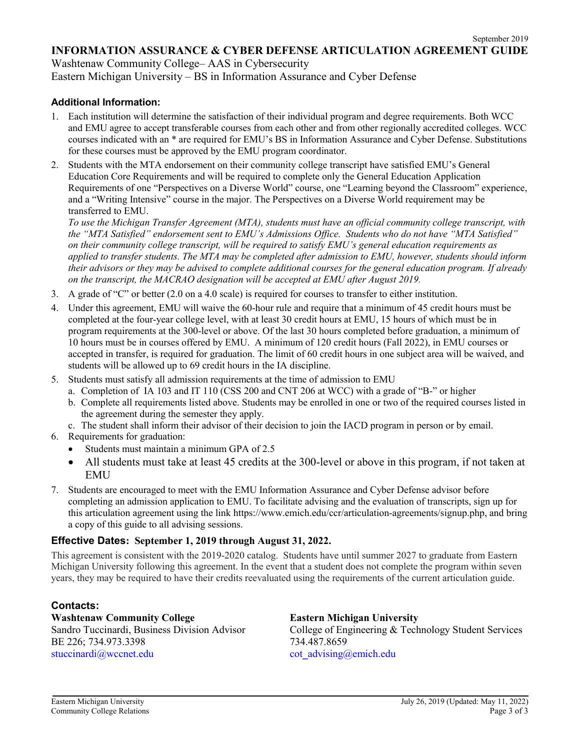September 2019

# INFORMATION ASSURANCE & CYBER DEFENSE ARTICULATION AGREEMENT GUIDE

Washtenaw Community College– AAS in Cybersecurity
Eastern Michigan University – BS in Information Assurance and Cyber Defense

### Additional Information:

1. Each institution will determine the satisfaction of their individual program and degree requirements. Both WCC and EMU agree to accept transferable courses from each other and from other regionally accredited colleges. WCC courses indicated with an * are required for EMU's BS in Information Assurance and Cyber Defense. Substitutions for these courses must be approved by the EMU program coordinator.
2. Students with the MTA endorsement on their community college transcript have satisfied EMU's General Education Core Requirements and will be required to complete only the General Education Application Requirements of one "Perspectives on a Diverse World" course, one "Learning beyond the Classroom" experience, and a "Writing Intensive" course in the major. The Perspectives on a Diverse World requirement may be transferred to EMU.
   *To use the Michigan Transfer Agreement (MTA), students must have an official community college transcript, with the "MTA Satisfied" endorsement sent to EMU's Admissions Office. Students who do not have "MTA Satisfied" on their community college transcript, will be required to satisfy EMU's general education requirements as applied to transfer students. The MTA may be completed after admission to EMU, however, students should inform their advisors or they may be advised to complete additional courses for the general education program. If already on the transcript, the MACRAO designation will be accepted at EMU after August 2019.*
3. A grade of "C" or better (2.0 on a 4.0 scale) is required for courses to transfer to either institution.
4. Under this agreement, EMU will waive the 60-hour rule and require that a minimum of 45 credit hours must be completed at the four-year college level, with at least 30 credit hours at EMU, 15 hours of which must be in program requirements at the 300-level or above. Of the last 30 hours completed before graduation, a minimum of 10 hours must be in courses offered by EMU. A minimum of 120 credit hours (Fall 2022), in EMU courses or accepted in transfer, is required for graduation. The limit of 60 credit hours in one subject area will be waived, and students will be allowed up to 69 credit hours in the IA discipline.
5. Students must satisfy all admission requirements at the time of admission to EMU
   a. Completion of IA 103 and IT 110 (CSS 200 and CNT 206 at WCC) with a grade of "B-" or higher
   b. Complete all requirements listed above. Students may be enrolled in one or two of the required courses listed in the agreement during the semester they apply.
   c. The student shall inform their advisor of their decision to join the IACD program in person or by email.
6. Requirements for graduation:
   - Students must maintain a minimum GPA of 2.5
   - All students must take at least 45 credits at the 300-level or above in this program, if not taken at EMU
7. Students are encouraged to meet with the EMU Information Assurance and Cyber Defense advisor before completing an admission application to EMU. To facilitate advising and the evaluation of transcripts, sign up for this articulation agreement using the link https://www.emich.edu/ccr/articulation-agreements/signup.php, and bring a copy of this guide to all advising sessions.

### Effective Dates: September 1, 2019 through August 31, 2022.

This agreement is consistent with the 2019-2020 catalog. Students have until summer 2027 to graduate from Eastern Michigan University following this agreement. In the event that a student does not complete the program within seven years, they may be required to have their credits reevaluated using the requirements of the current articulation guide.

### Contacts:

**Washtenaw Community College**
Sandro Tuccinardi, Business Division Advisor
BE 226; 734.973.3398
stuccinardi@wccnet.edu

**Eastern Michigan University**
College of Engineering & Technology Student Services
734.487.8659
cot_advising@emich.edu